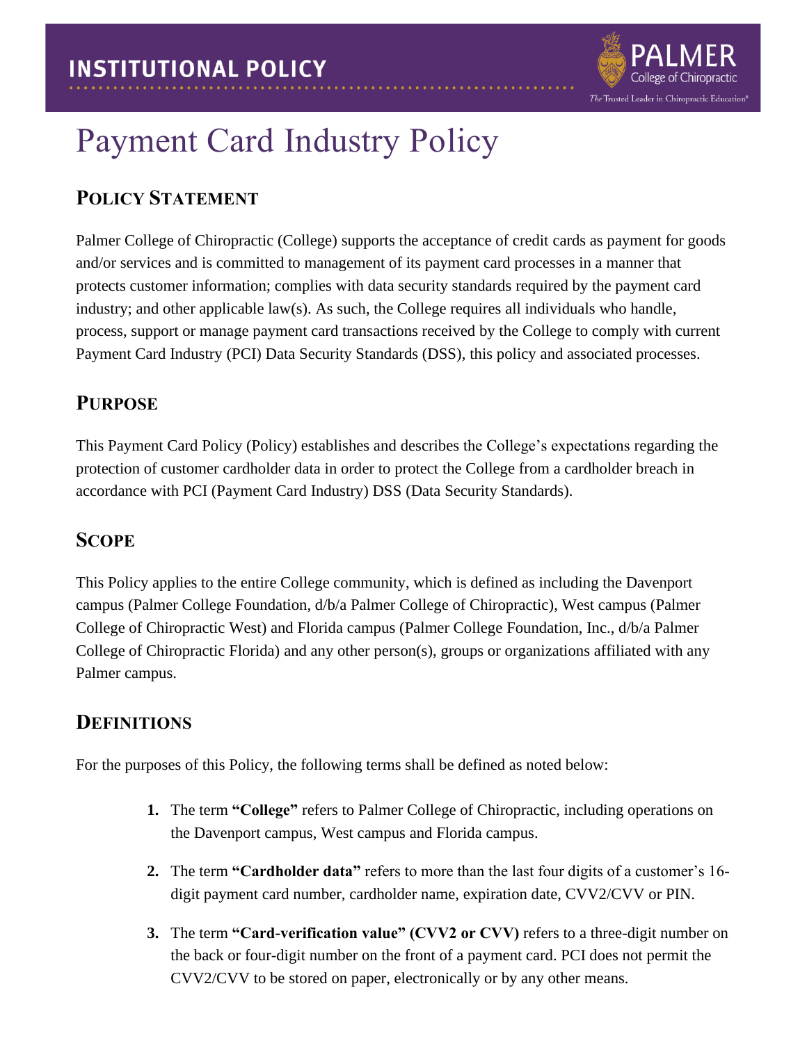# Payment Card Industry Policy

## Policy Statement

Palmer College of Chiropractic (College) supports the acceptance of credit cards as payment for goods and/or services and is committed to management of its payment card processes in a manner that protects customer information; complies with data security standards required by the payment card industry; and other applicable law(s). As such, the College requires all individuals who handle, process, support or manage payment card transactions received by the College to comply with current Payment Card Industry (PCI) Data Security Standards (DSS), this policy and associated processes.

## Purpose

This Payment Card Policy (Policy) establishes and describes the College's expectations regarding the protection of customer cardholder data in order to protect the College from a cardholder breach in accordance with PCI (Payment Card Industry) DSS (Data Security Standards).

## Scope

This Policy applies to the entire College community, which is defined as including the Davenport campus (Palmer College Foundation, d/b/a Palmer College of Chiropractic), West campus (Palmer College of Chiropractic West) and Florida campus (Palmer College Foundation, Inc., d/b/a Palmer College of Chiropractic Florida) and any other person(s), groups or organizations affiliated with any Palmer campus.

## Definitions

For the purposes of this Policy, the following terms shall be defined as noted below:

1. The term **"College"** refers to Palmer College of Chiropractic, including operations on the Davenport campus, West campus and Florida campus.
2. The term **"Cardholder data"** refers to more than the last four digits of a customer's 16-digit payment card number, cardholder name, expiration date, CVV2/CVV or PIN.
3. The term **"Card-verification value" (CVV2 or CVV)** refers to a three-digit number on the back or four-digit number on the front of a payment card. PCI does not permit the CVV2/CVV to be stored on paper, electronically or by any other means.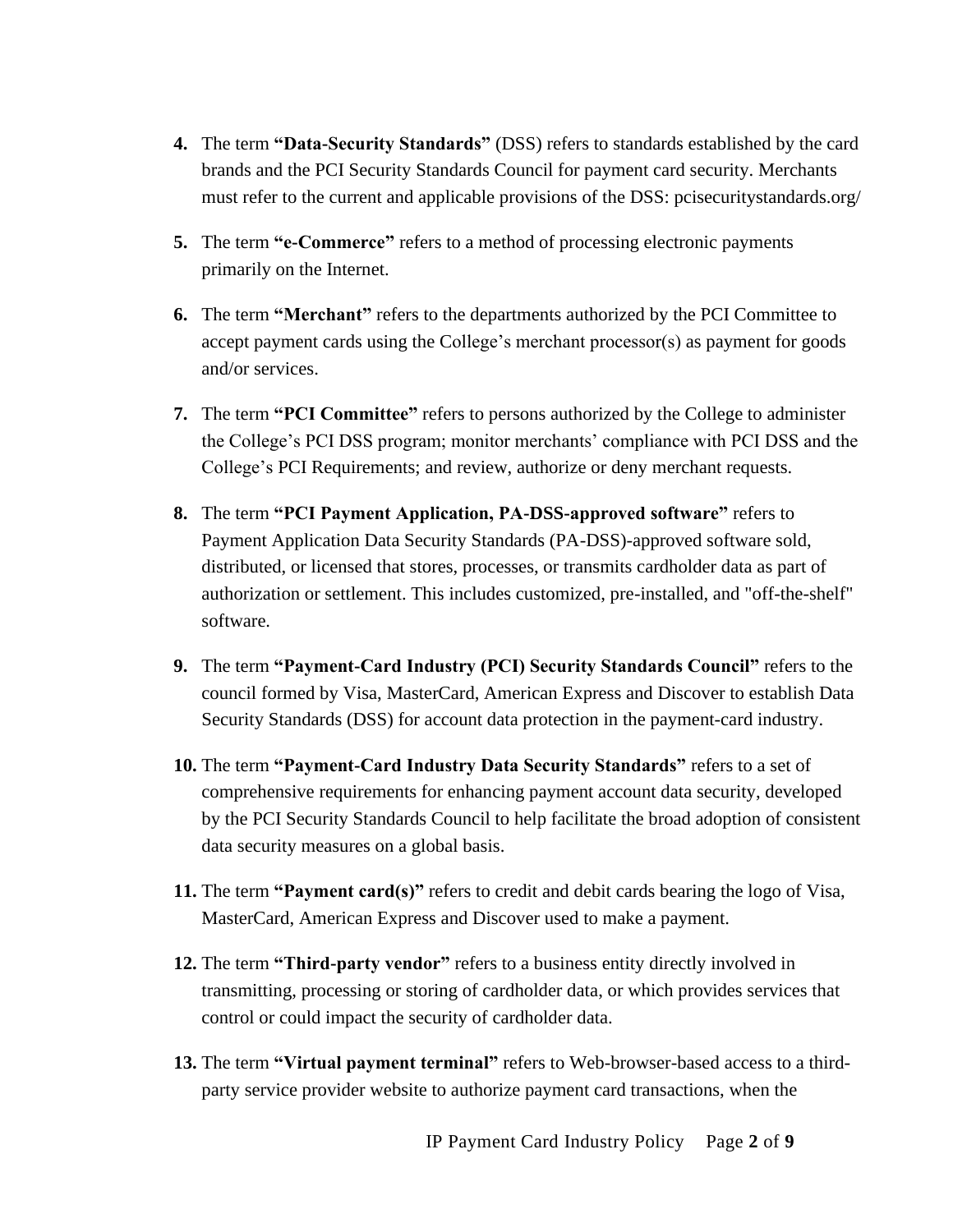4. The term **"Data-Security Standards"** (DSS) refers to standards established by the card brands and the PCI Security Standards Council for payment card security. Merchants must refer to the current and applicable provisions of the DSS: pcisecuritystandards.org/

5. The term **"e-Commerce"** refers to a method of processing electronic payments primarily on the Internet.

6. The term **"Merchant"** refers to the departments authorized by the PCI Committee to accept payment cards using the College's merchant processor(s) as payment for goods and/or services.

7. The term **"PCI Committee"** refers to persons authorized by the College to administer the College's PCI DSS program; monitor merchants' compliance with PCI DSS and the College's PCI Requirements; and review, authorize or deny merchant requests.

8. The term **"PCI Payment Application, PA-DSS-approved software"** refers to Payment Application Data Security Standards (PA-DSS)-approved software sold, distributed, or licensed that stores, processes, or transmits cardholder data as part of authorization or settlement. This includes customized, pre-installed, and "off-the-shelf" software.

9. The term **"Payment-Card Industry (PCI) Security Standards Council"** refers to the council formed by Visa, MasterCard, American Express and Discover to establish Data Security Standards (DSS) for account data protection in the payment-card industry.

10. The term **"Payment-Card Industry Data Security Standards"** refers to a set of comprehensive requirements for enhancing payment account data security, developed by the PCI Security Standards Council to help facilitate the broad adoption of consistent data security measures on a global basis.

11. The term **"Payment card(s)"** refers to credit and debit cards bearing the logo of Visa, MasterCard, American Express and Discover used to make a payment.

12. The term **"Third-party vendor"** refers to a business entity directly involved in transmitting, processing or storing of cardholder data, or which provides services that control or could impact the security of cardholder data.

13. The term **"Virtual payment terminal"** refers to Web-browser-based access to a third-party service provider website to authorize payment card transactions, when the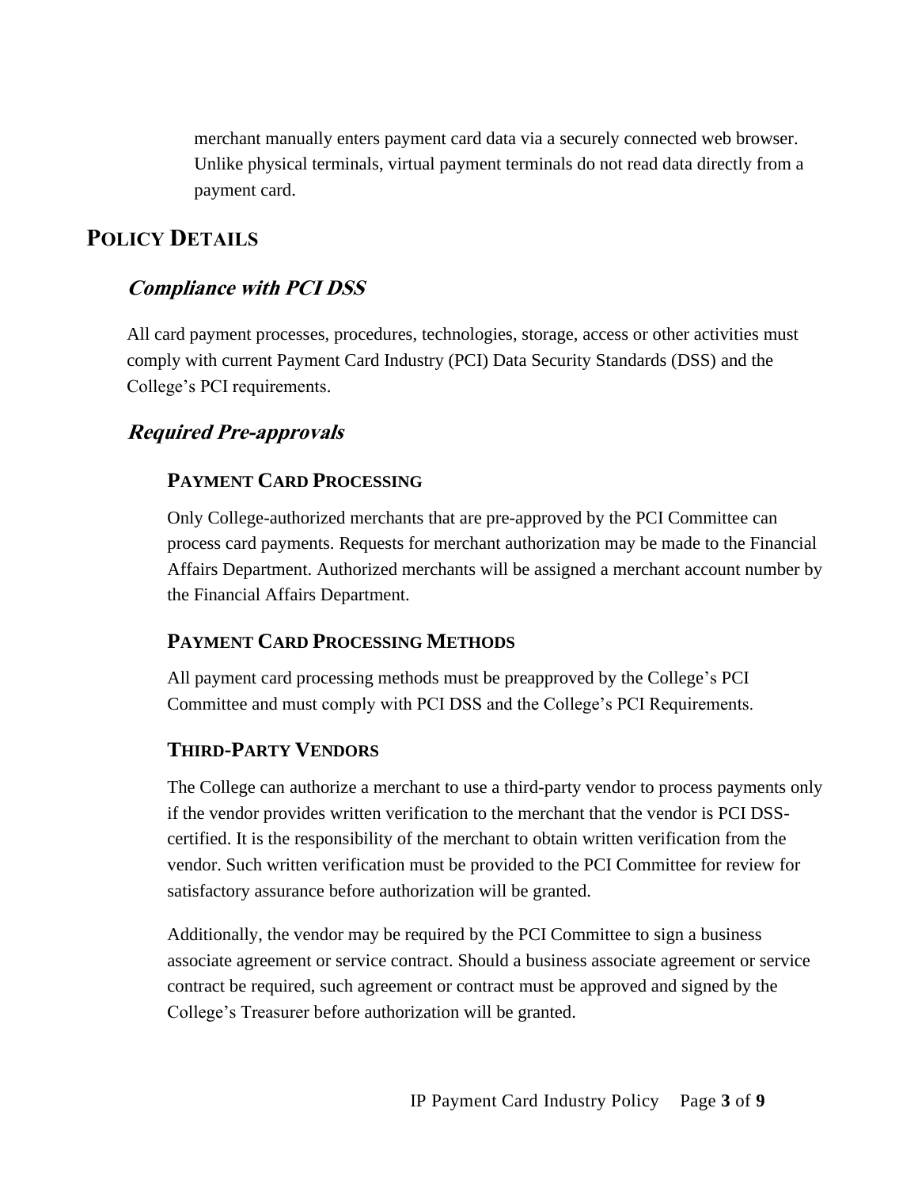merchant manually enters payment card data via a securely connected web browser. Unlike physical terminals, virtual payment terminals do not read data directly from a payment card.

# POLICY DETAILS

## *Compliance with PCI DSS*

All card payment processes, procedures, technologies, storage, access or other activities must comply with current Payment Card Industry (PCI) Data Security Standards (DSS) and the College's PCI requirements.

## *Required Pre-approvals*

### PAYMENT CARD PROCESSING

Only College-authorized merchants that are pre-approved by the PCI Committee can process card payments. Requests for merchant authorization may be made to the Financial Affairs Department. Authorized merchants will be assigned a merchant account number by the Financial Affairs Department.

### PAYMENT CARD PROCESSING METHODS

All payment card processing methods must be preapproved by the College's PCI Committee and must comply with PCI DSS and the College's PCI Requirements.

### THIRD-PARTY VENDORS

The College can authorize a merchant to use a third-party vendor to process payments only if the vendor provides written verification to the merchant that the vendor is PCI DSS-certified. It is the responsibility of the merchant to obtain written verification from the vendor. Such written verification must be provided to the PCI Committee for review for satisfactory assurance before authorization will be granted.

Additionally, the vendor may be required by the PCI Committee to sign a business associate agreement or service contract. Should a business associate agreement or service contract be required, such agreement or contract must be approved and signed by the College's Treasurer before authorization will be granted.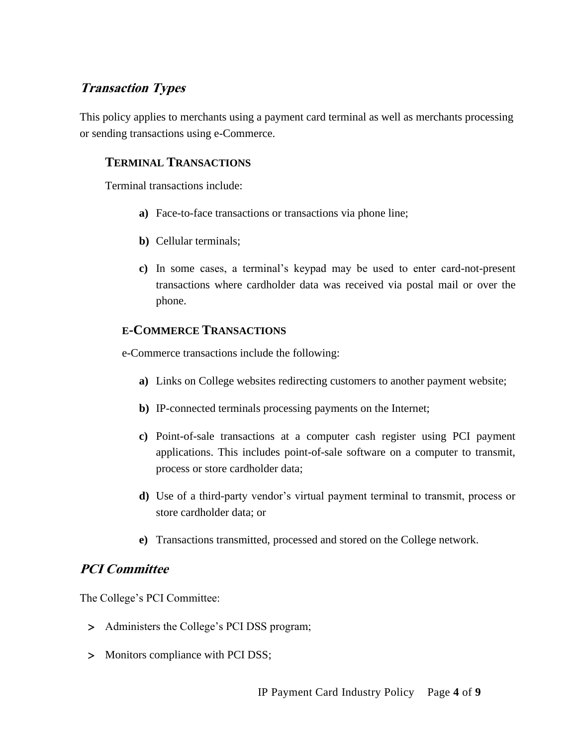## *Transaction Types*

This policy applies to merchants using a payment card terminal as well as merchants processing or sending transactions using e-Commerce.

### TERMINAL TRANSACTIONS

Terminal transactions include:

**a)** Face-to-face transactions or transactions via phone line;

**b)** Cellular terminals;

**c)** In some cases, a terminal's keypad may be used to enter card-not-present transactions where cardholder data was received via postal mail or over the phone.

### E-COMMERCE TRANSACTIONS

e-Commerce transactions include the following:

**a)** Links on College websites redirecting customers to another payment website;

**b)** IP-connected terminals processing payments on the Internet;

**c)** Point-of-sale transactions at a computer cash register using PCI payment applications. This includes point-of-sale software on a computer to transmit, process or store cardholder data;

**d)** Use of a third-party vendor's virtual payment terminal to transmit, process or store cardholder data; or

**e)** Transactions transmitted, processed and stored on the College network.

## *PCI Committee*

The College's PCI Committee:

- Administers the College's PCI DSS program;
- Monitors compliance with PCI DSS;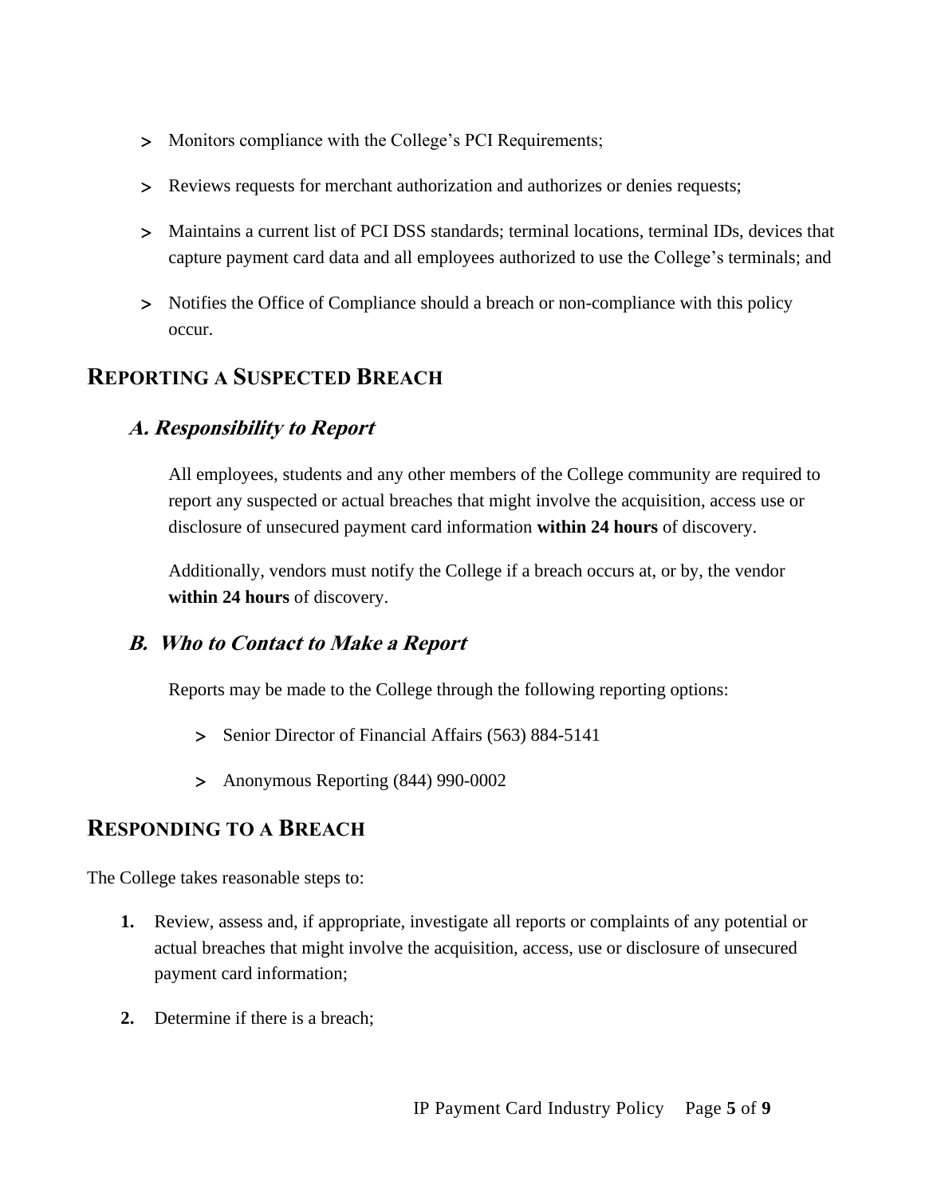- Monitors compliance with the College's PCI Requirements;
- Reviews requests for merchant authorization and authorizes or denies requests;
- Maintains a current list of PCI DSS standards; terminal locations, terminal IDs, devices that capture payment card data and all employees authorized to use the College's terminals; and
- Notifies the Office of Compliance should a breach or non-compliance with this policy occur.

## REPORTING A SUSPECTED BREACH

### *A. Responsibility to Report*

All employees, students and any other members of the College community are required to report any suspected or actual breaches that might involve the acquisition, access use or disclosure of unsecured payment card information **within 24 hours** of discovery.

Additionally, vendors must notify the College if a breach occurs at, or by, the vendor **within 24 hours** of discovery.

### *B. Who to Contact to Make a Report*

Reports may be made to the College through the following reporting options:

- Senior Director of Financial Affairs (563) 884-5141
- Anonymous Reporting (844) 990-0002

## RESPONDING TO A BREACH

The College takes reasonable steps to:

1. Review, assess and, if appropriate, investigate all reports or complaints of any potential or actual breaches that might involve the acquisition, access, use or disclosure of unsecured payment card information;
2. Determine if there is a breach;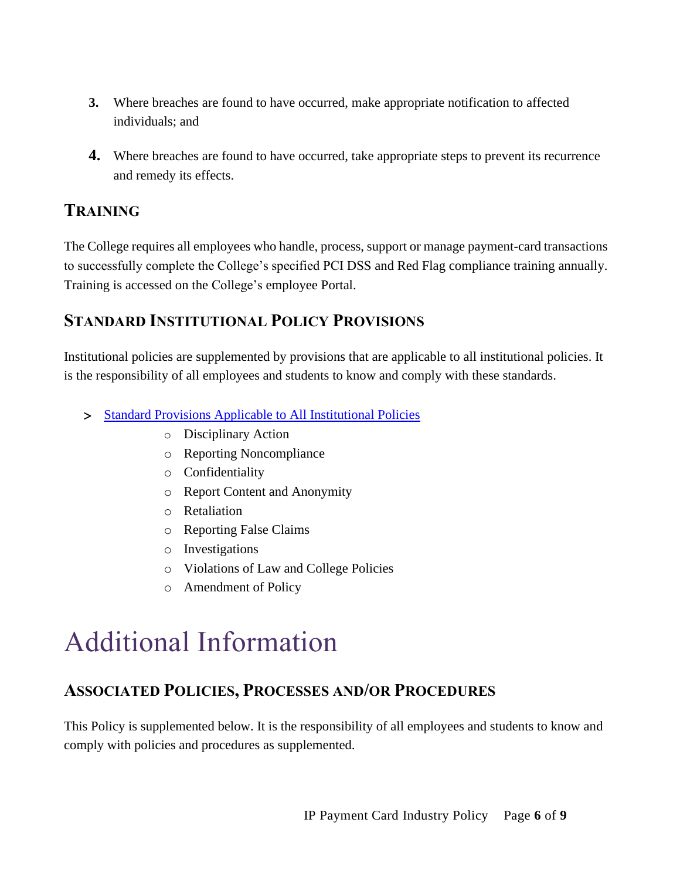3. Where breaches are found to have occurred, make appropriate notification to affected individuals; and

4. Where breaches are found to have occurred, take appropriate steps to prevent its recurrence and remedy its effects.

## Training

The College requires all employees who handle, process, support or manage payment-card transactions to successfully complete the College's specified PCI DSS and Red Flag compliance training annually. Training is accessed on the College's employee Portal.

## Standard Institutional Policy Provisions

Institutional policies are supplemented by provisions that are applicable to all institutional policies. It is the responsibility of all employees and students to know and comply with these standards.

> Standard Provisions Applicable to All Institutional Policies
  - Disciplinary Action
  - Reporting Noncompliance
  - Confidentiality
  - Report Content and Anonymity
  - Retaliation
  - Reporting False Claims
  - Investigations
  - Violations of Law and College Policies
  - Amendment of Policy

# Additional Information

## Associated Policies, Processes and/or Procedures

This Policy is supplemented below. It is the responsibility of all employees and students to know and comply with policies and procedures as supplemented.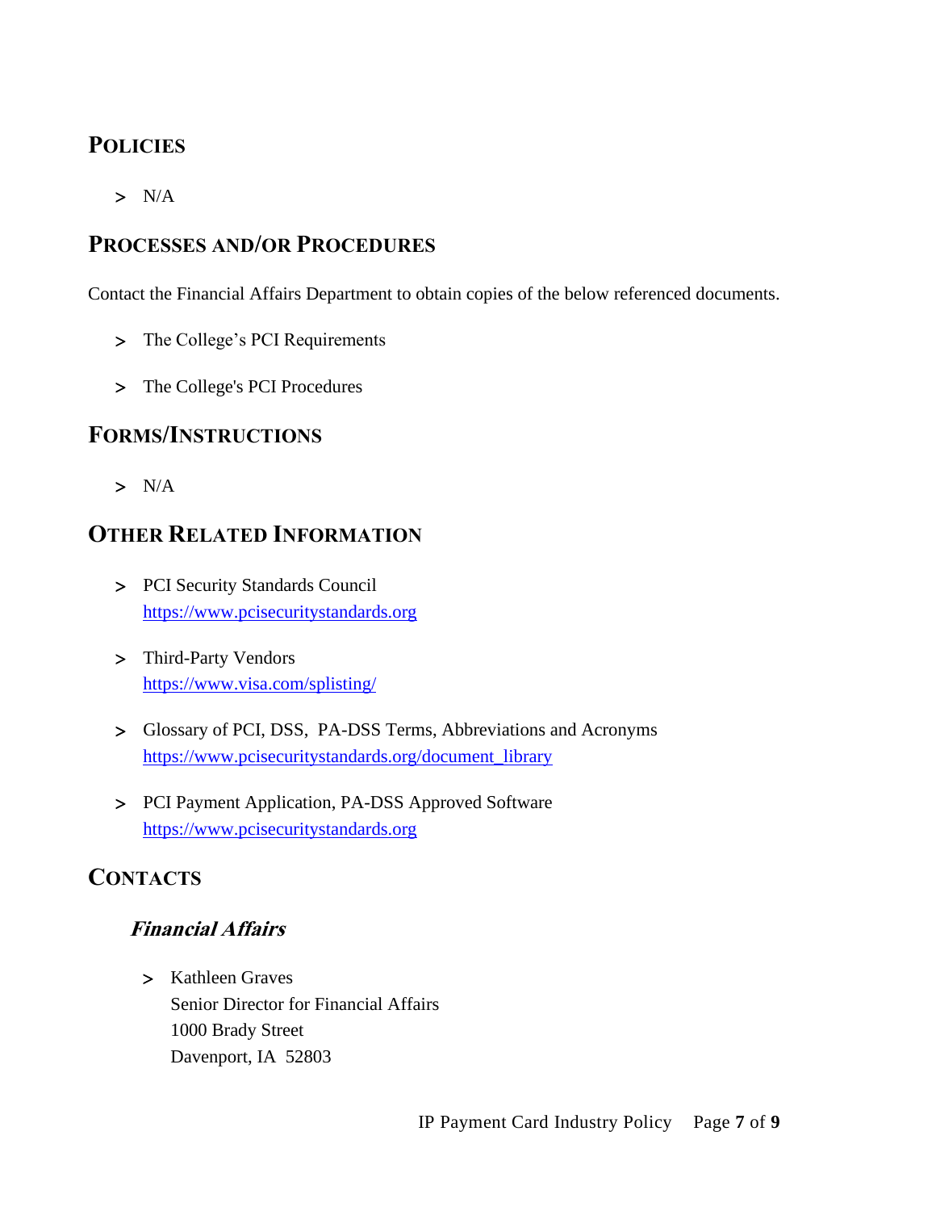## POLICIES

- N/A

## PROCESSES AND/OR PROCEDURES

Contact the Financial Affairs Department to obtain copies of the below referenced documents.

- The College's PCI Requirements
- The College's PCI Procedures

## FORMS/INSTRUCTIONS

- N/A

## OTHER RELATED INFORMATION

- PCI Security Standards Council
  https://www.pcisecuritystandards.org
- Third-Party Vendors
  https://www.visa.com/splisting/
- Glossary of PCI, DSS, PA-DSS Terms, Abbreviations and Acronyms
  https://www.pcisecuritystandards.org/document_library
- PCI Payment Application, PA-DSS Approved Software
  https://www.pcisecuritystandards.org

## CONTACTS

### *Financial Affairs*

- Kathleen Graves
  Senior Director for Financial Affairs
  1000 Brady Street
  Davenport, IA 52803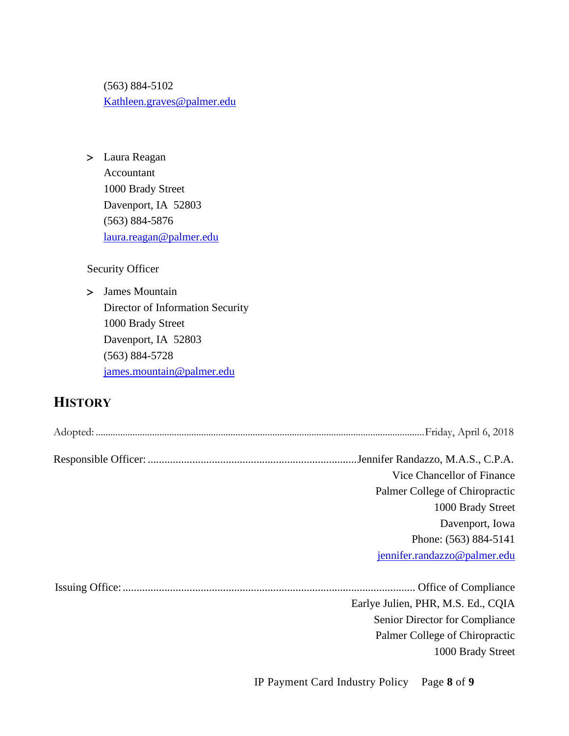(563) 884-5102
[Kathleen.graves@palmer.edu](mailto:Kathleen.graves@palmer.edu)

- Laura Reagan
  Accountant
  1000 Brady Street
  Davenport, IA 52803
  (563) 884-5876
  [laura.reagan@palmer.edu](mailto:laura.reagan@palmer.edu)

Security Officer

- James Mountain
  Director of Information Security
  1000 Brady Street
  Davenport, IA 52803
  (563) 884-5728
  [james.mountain@palmer.edu](mailto:james.mountain@palmer.edu)

## HISTORY

Adopted: ........................................ Friday, April 6, 2018

Responsible Officer: ........................................ Jennifer Randazzo, M.A.S., C.P.A.
Vice Chancellor of Finance
Palmer College of Chiropractic
1000 Brady Street
Davenport, Iowa
Phone: (563) 884-5141
[jennifer.randazzo@palmer.edu](mailto:jennifer.randazzo@palmer.edu)

Issuing Office: ........................................ Office of Compliance
Earlye Julien, PHR, M.S. Ed., CQIA
Senior Director for Compliance
Palmer College of Chiropractic
1000 Brady Street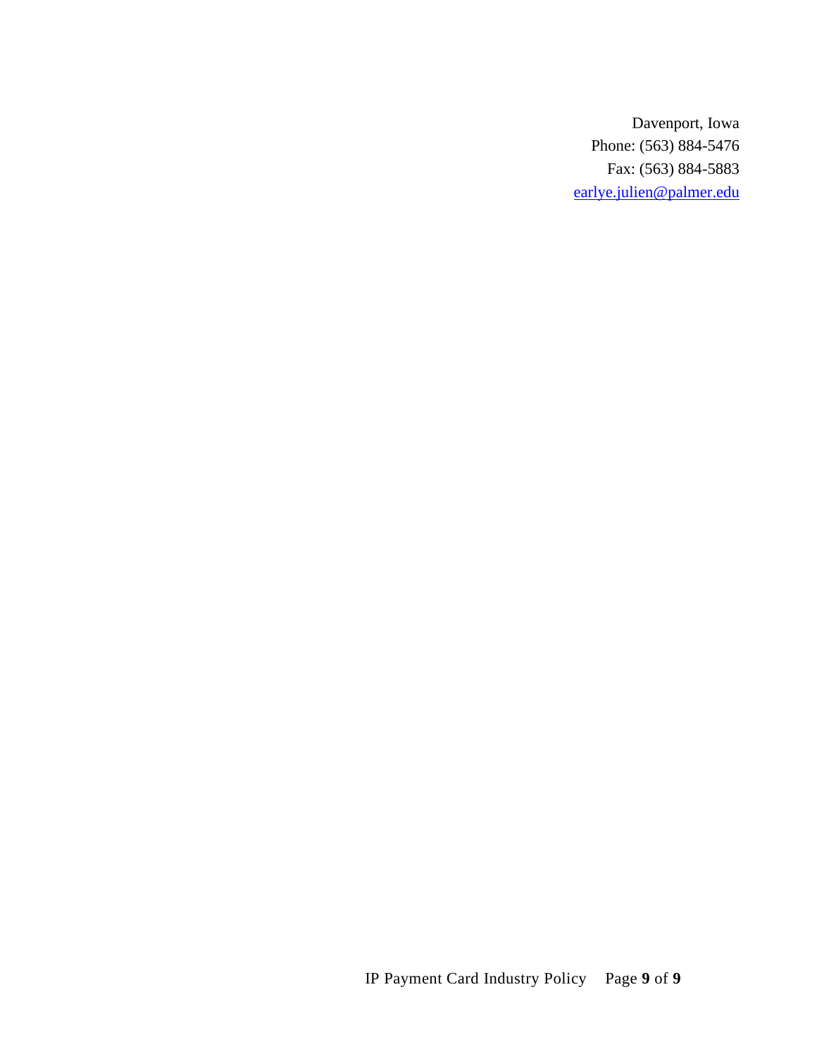Davenport, Iowa
Phone: (563) 884-5476
Fax: (563) 884-5883
earlye.julien@palmer.edu